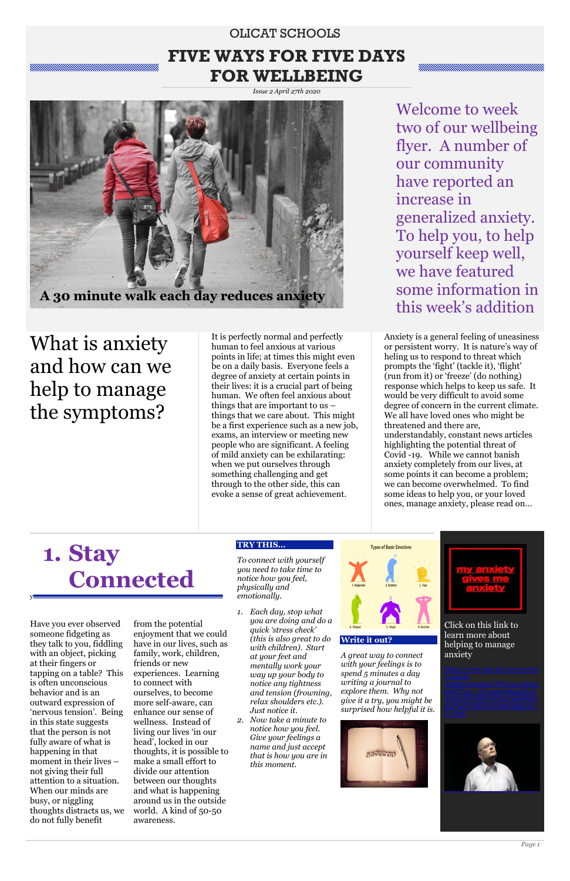OLICAT SCHOOLS

# FIVE WAYS FOR FIVE DAYS FOR WELLBEING

*Issue 2 April 27th 2020*

A 30 minute walk each day reduces anxiety

Welcome to week two of our wellbeing flyer. A number of our community have reported an increase in generalized anxiety. To help you, to help yourself keep well, we have featured some information in this week's addition

## What is anxiety and how can we help to manage the symptoms?

It is perfectly normal and perfectly human to feel anxious at various points in life; at times this might even be on a daily basis. Everyone feels a degree of anxiety at certain points in their lives: it is a crucial part of being human. We often feel anxious about things that are important to us – things that we care about. This might be a first experience such as a new job, exams, an interview or meeting new people who are significant. A feeling of mild anxiety can be exhilarating: when we put ourselves through something challenging and get through to the other side, this can evoke a sense of great achievement.

Anxiety is a general feeling of uneasiness or persistent worry. It is nature's way of heling us to respond to threat which prompts the 'fight' (tackle it), 'flight' (run from it) or 'freeze' (do nothing) response which helps to keep us safe. It would be very difficult to avoid some degree of concern in the current climate. We all have loved ones who might be threatened and there are, understandably, constant news articles highlighting the potential threat of Covid -19. While we cannot banish anxiety completely from our lives, at some points it can become a problem; we can become overwhelmed. To find some ideas to help you, or your loved ones, manage anxiety, please read on…

## 1. Stay Connected

Have you ever observed someone fidgeting as they talk to you, fiddling with an object, picking at their fingers or tapping on a table? This is often unconscious behavior and is an outward expression of 'nervous tension'. Being in this state suggests that the person is not fully aware of what is happening in that moment in their lives – not giving their full attention to a situation. When our minds are busy, or niggling thoughts distracts us, we do not fully benefit from the potential enjoyment that we could have in our lives, such as family, work, children, friends or new experiences. Learning to connect with ourselves, to become more self-aware, can enhance our sense of wellness. Instead of living our lives 'in our head', locked in our thoughts, it is possible to make a small effort to divide our attention between our thoughts and what is happening around us in the outside world. A kind of 50-50 awareness.

**TRY THIS…**

*To connect with yourself you need to take time to notice how you feel, physically and emotionally.*

1. *Each day, stop what you are doing and do a quick 'stress check' (this is also great to do with children). Start at your feet and mentally work your way up your body to notice any tightness and tension (frowning, relax shoulders etc.). Just notice it.*
2. *Now take a minute to notice how you feel. Give your feelings a name and just accept that is how you are in this moment.*

Types of Basic Emotions

1. Happiness 2. Sadness 3. Fear 4. Disgust 5. Anger 6. Surprise

**Write it out?**

*A great way to connect with your feelings is to spend 5 minutes a day writing a journal to explore them. Why not give it a try, you might be surprised how helpful it is.*

JOURNAL

my anxiety gives me anxiety

Click on this link to learn more about helping to manage anxiety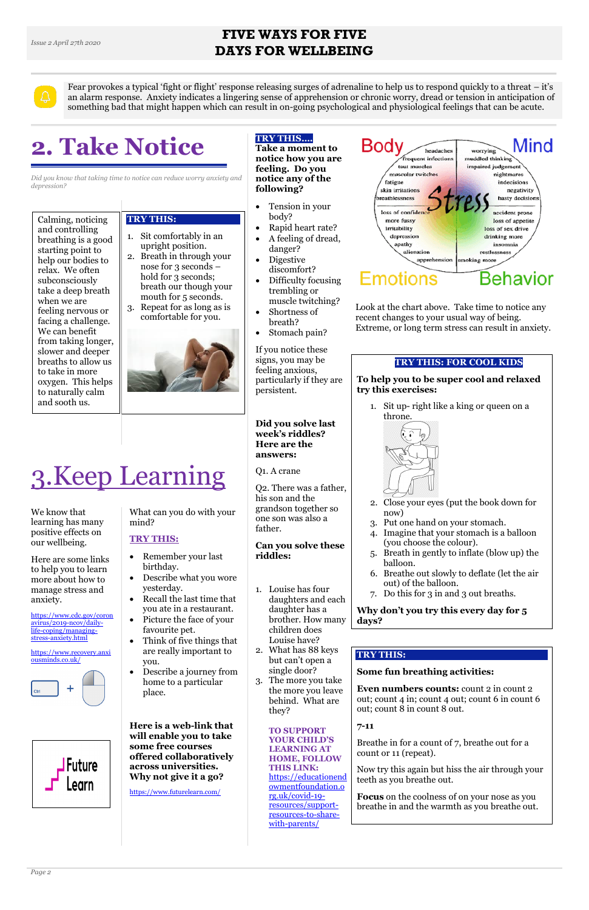# FIVE WAYS FOR FIVE DAYS FOR WELLBEING

Fear provokes a typical 'fight or flight' response releasing surges of adrenaline to help us to respond quickly to a threat – it's an alarm response. Anxiety indicates a lingering sense of apprehension or chronic worry, dread or tension in anticipation of something bad that might happen which can result in on-going psychological and physiological feelings that can be acute.

## 2. Take Notice

*Did you know that taking time to notice can reduce worry anxiety and depression?*

Calming, noticing and controlling breathing is a good starting point to help our bodies to relax. We often subconsciously take a deep breath when we are feeling nervous or facing a challenge. We can benefit from taking longer, slower and deeper breaths to allow us to take in more oxygen. This helps to naturally calm and sooth us.

**TRY THIS:**

1. Sit comfortably in an upright position.
2. Breath in through your nose for 3 seconds – hold for 3 seconds; breath out though your mouth for 5 seconds.
3. Repeat for as long as is comfortable for you.

**TRY THIS....**

**Take a moment to notice how you are feeling. Do you notice any of the following?**

- Tension in your body?
- Rapid heart rate?
- A feeling of dread, danger?
- Digestive discomfort?
- Difficulty focusing trembling or muscle twitching?
- Shortness of breath?
- Stomach pain?

If you notice these signs, you may be feeling anxious, particularly if they are persistent.

Body / Mind / Stress / Emotions / Behavior

Body: headaches, frequent infections, taut muscles, muscular twitches, fatigue, skin irritations, breathlessness

Mind: worrying, muddled thinking, impaired judgement, nightmares, indecisions, negativity, hasty decisions

Emotions: loss of confidence, more fussy, irritability, depression, apathy, alienation, apprehension

Behavior: accident prone, loss of appetite, loss of sex drive, drinking more, insomnia, restlessness, smoking more

Look at the chart above. Take time to notice any recent changes to your usual way of being. Extreme, or long term stress can result in anxiety.

**TRY THIS: FOR COOL KIDS**

**To help you to be super cool and relaxed try this exercises:**

1. Sit up- right like a king or queen on a throne.
2. Close your eyes (put the book down for now)
3. Put one hand on your stomach.
4. Imagine that your stomach is a balloon (you choose the colour).
5. Breath in gently to inflate (blow up) the balloon.
6. Breathe out slowly to deflate (let the air out) of the balloon.
7. Do this for 3 in and 3 out breaths.

**Why don't you try this every day for 5 days?**

## 3. Keep Learning

We know that learning has many positive effects on our wellbeing.

Here are some links to help you to learn more about how to manage stress and anxiety.

https://www.cdc.gov/coronavirus/2019-ncov/daily-life-coping/managing-stress-anxiety.html

https://www.recovery.anxiousminds.co.uk/

What can you do with your mind?

**TRY THIS:**

- Remember your last birthday.
- Describe what you wore yesterday.
- Recall the last time that you ate in a restaurant.
- Picture the face of your favourite pet.
- Think of five things that are really important to you.
- Describe a journey from home to a particular place.

**Here is a web-link that will enable you to take some free courses offered collaboratively across universities. Why not give it a go?**

https://www.futurelearn.com/

**Did you solve last week's riddles? Here are the answers:**

Q1. A crane

Q2. There was a father, his son and the grandson together so one son was also a father.

**Can you solve these riddles:**

1. Louise has four daughters and each daughter has a brother. How many children does Louise have?
2. What has 88 keys but can't open a single door?
3. The more you take the more you leave behind. What are they?

**TO SUPPORT YOUR CHILD'S LEARNING AT HOME, FOLLOW THIS LINK:** https://educationendowmentfoundation.org.uk/covid-19-resources/support-resources-to-share-with-parents/

**TRY THIS:**

**Some fun breathing activities:**

**Even numbers counts:** count 2 in count 2 out; count 4 in; count 4 out; count 6 in count 6 out; count 8 in count 8 out.

**7-11**

Breathe in for a count of 7, breathe out for a count or 11 (repeat).

Now try this again but hiss the air through your teeth as you breathe out.

**Focus** on the coolness of on your nose as you breathe in and the warmth as you breathe out.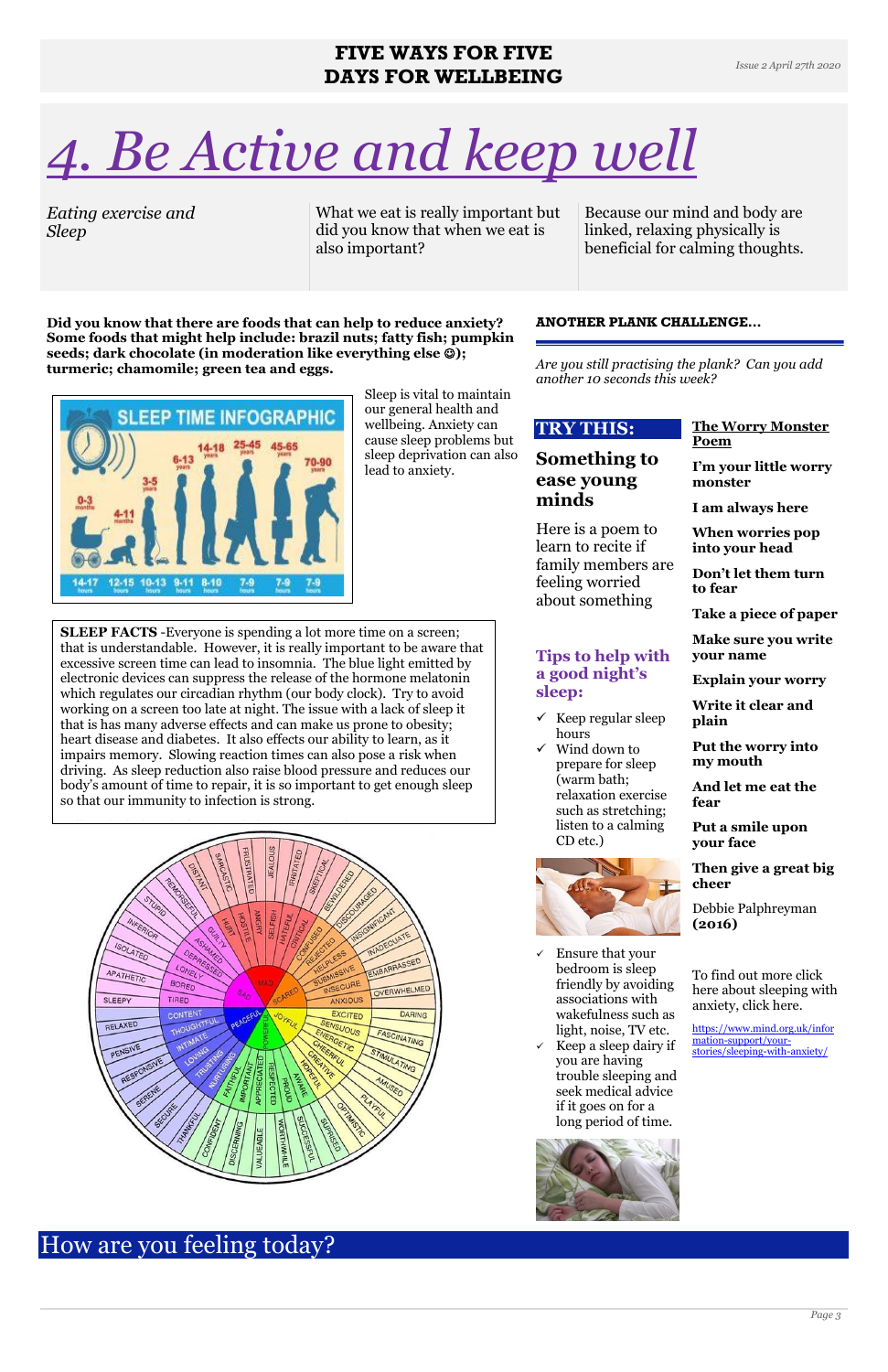# 4. Be Active and keep well

*Eating exercise and Sleep*

What we eat is really important but did you know that when we eat is also important?

Because our mind and body are linked, relaxing physically is beneficial for calming thoughts.

**Did you know that there are foods that can help to reduce anxiety? Some foods that might help include: brazil nuts; fatty fish; pumpkin seeds; dark chocolate (in moderation like everything else ☺); turmeric; chamomile; green tea and eggs.**

Sleep is vital to maintain our general health and wellbeing. Anxiety can cause sleep problems but sleep deprivation can also lead to anxiety.

**SLEEP FACTS** -Everyone is spending a lot more time on a screen; that is understandable. However, it is really important to be aware that excessive screen time can lead to insomnia. The blue light emitted by electronic devices can suppress the release of the hormone melatonin which regulates our circadian rhythm (our body clock). Try to avoid working on a screen too late at night. The issue with a lack of sleep it that is has many adverse effects and can make us prone to obesity; heart disease and diabetes. It also effects our ability to learn, as it impairs memory. Slowing reaction times can also pose a risk when driving. As sleep reduction also raise blood pressure and reduces our body's amount of time to repair, it is so important to get enough sleep so that our immunity to infection is strong.

**ANOTHER PLANK CHALLENGE…**

*Are you still practising the plank? Can you add another 10 seconds this week?*

## TRY THIS:

### Something to ease young minds

Here is a poem to learn to recite if family members are feeling worried about something

### Tips to help with a good night's sleep:

- ✓ Keep regular sleep hours
- ✓ Wind down to prepare for sleep (warm bath; relaxation exercise such as stretching; listen to a calming CD etc.)
- ✓ Ensure that your bedroom is sleep friendly by avoiding associations with wakefulness such as light, noise, TV etc.
- ✓ Keep a sleep dairy if you are having trouble sleeping and seek medical advice if it goes on for a long period of time.

**The Worry Monster Poem**

**I'm your little worry monster**

**I am always here**

**When worries pop into your head**

**Don't let them turn to fear**

**Take a piece of paper**

**Make sure you write your name**

**Explain your worry**

**Write it clear and plain**

**Put the worry into my mouth**

**And let me eat the fear**

**Put a smile upon your face**

**Then give a great big cheer**

Debbie Palphreyman **(2016)**

To find out more click here about sleeping with anxiety, click here.

https://www.mind.org.uk/information-support/your-stories/sleeping-with-anxiety/

## How are you feeling today?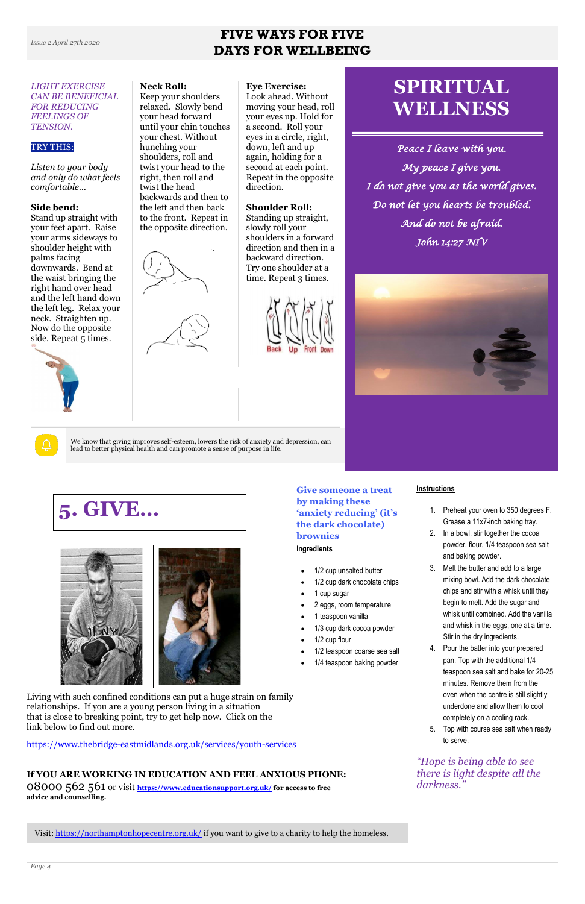# FIVE WAYS FOR FIVE DAYS FOR WELLBEING

*LIGHT EXERCISE CAN BE BENEFICIAL FOR REDUCING FEELINGS OF TENSION.*

TRY THIS:

*Listen to your body and only do what feels comfortable…*

**Side bend:**
Stand up straight with your feet apart. Raise your arms sideways to shoulder height with palms facing downwards. Bend at the waist bringing the right hand over head and the left hand down the left leg. Relax your neck. Straighten up. Now do the opposite side. Repeat 5 times.

**Neck Roll:**
Keep your shoulders relaxed. Slowly bend your head forward until your chin touches your chest. Without hunching your shoulders, roll and twist your head to the right, then roll and twist the head backwards and then to the left and then back to the front. Repeat in the opposite direction.

**Eye Exercise:**
Look ahead. Without moving your head, roll your eyes up. Hold for a second. Roll your eyes in a circle, right, down, left and up again, holding for a second at each point. Repeat in the opposite direction.

**Shoulder Roll:**
Standing up straight, slowly roll your shoulders in a forward direction and then in a backward direction. Try one shoulder at a time. Repeat 3 times.

Back Up Front Down

## SPIRITUAL WELLNESS

*Peace I leave with you.*
*My peace I give you.*
*I do not give you as the world gives.*
*Do not let you hearts be troubled.*
*And do not be afraid.*
*John 14:27 NIV*

We know that giving improves self-esteem, lowers the risk of anxiety and depression, can lead to better physical health and can promote a sense of purpose in life.

## 5. GIVE…

Living with such confined conditions can put a huge strain on family relationships. If you are a young person living in a situation that is close to breaking point, try to get help now. Click on the link below to find out more.

https://www.thebridge-eastmidlands.org.uk/services/youth-services

**If YOU ARE WORKING IN EDUCATION AND FEEL ANXIOUS PHONE:** 08000 562 561 or visit **https://www.educationsupport.org.uk/** **for access to free advice and counselling.**

Visit: https://northamptonhopecentre.org.uk/ if you want to give to a charity to help the homeless.

### Give someone a treat by making these 'anxiety reducing' (it's the dark chocolate) brownies

**Ingredients**

- 1/2 cup unsalted butter
- 1/2 cup dark chocolate chips
- 1 cup sugar
- 2 eggs, room temperature
- 1 teaspoon vanilla
- 1/3 cup dark cocoa powder
- 1/2 cup flour
- 1/2 teaspoon coarse sea salt
- 1/4 teaspoon baking powder

**Instructions**

1. Preheat your oven to 350 degrees F. Grease a 11x7-inch baking tray.
2. In a bowl, stir together the cocoa powder, flour, 1/4 teaspoon sea salt and baking powder.
3. Melt the butter and add to a large mixing bowl. Add the dark chocolate chips and stir with a whisk until they begin to melt. Add the sugar and whisk until combined. Add the vanilla and whisk in the eggs, one at a time. Stir in the dry ingredients.
4. Pour the batter into your prepared pan. Top with the additional 1/4 teaspoon sea salt and bake for 20-25 minutes. Remove them from the oven when the centre is still slightly underdone and allow them to cool completely on a cooling rack.
5. Top with course sea salt when ready to serve.

*"Hope is being able to see there is light despite all the darkness."*